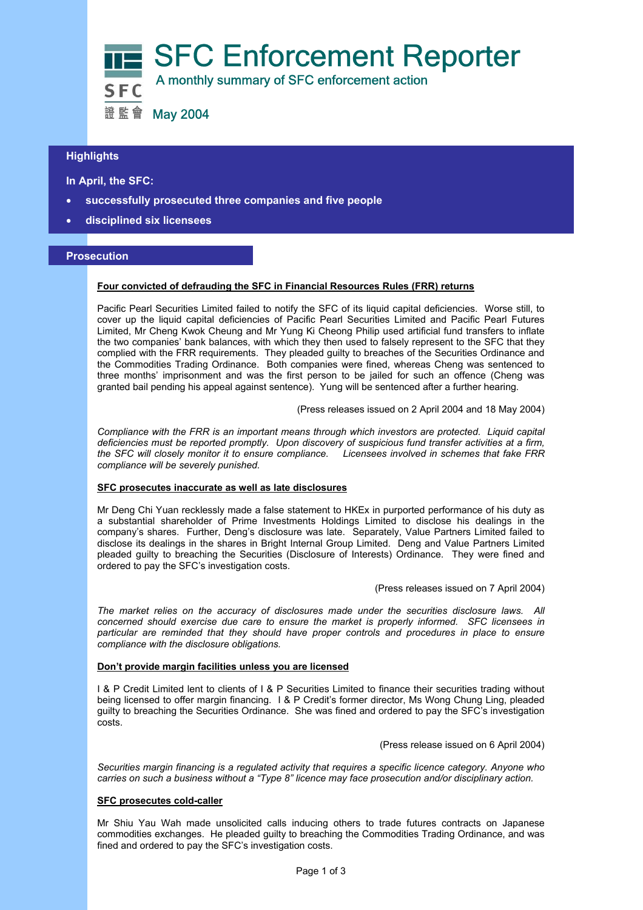# SFC Enforcement Reporter

A monthly summary of SFC enforcement action

SFC 證監會

May 2004

## Highlights

**In April, the SFC:**

- **successfully prosecuted three companies and five people**
- **disciplined six licensees**

## Prosecution

### Four convicted of defrauding the SFC in Financial Resources Rules (FRR) returns

Pacific Pearl Securities Limited failed to notify the SFC of its liquid capital deficiencies. Worse still, to cover up the liquid capital deficiencies of Pacific Pearl Securities Limited and Pacific Pearl Futures Limited, Mr Cheng Kwok Cheung and Mr Yung Ki Cheong Philip used artificial fund transfers to inflate the two companies' bank balances, with which they then used to falsely represent to the SFC that they complied with the FRR requirements. They pleaded guilty to breaches of the Securities Ordinance and the Commodities Trading Ordinance. Both companies were fined, whereas Cheng was sentenced to three months' imprisonment and was the first person to be jailed for such an offence (Cheng was granted bail pending his appeal against sentence). Yung will be sentenced after a further hearing.

(Press releases issued on 2 April 2004 and 18 May 2004)

*Compliance with the FRR is an important means through which investors are protected. Liquid capital deficiencies must be reported promptly. Upon discovery of suspicious fund transfer activities at a firm, the SFC will closely monitor it to ensure compliance. Licensees involved in schemes that fake FRR compliance will be severely punished.*

### SFC prosecutes inaccurate as well as late disclosures

Mr Deng Chi Yuan recklessly made a false statement to HKEx in purported performance of his duty as a substantial shareholder of Prime Investments Holdings Limited to disclose his dealings in the company's shares. Further, Deng's disclosure was late. Separately, Value Partners Limited failed to disclose its dealings in the shares in Bright Internal Group Limited. Deng and Value Partners Limited pleaded guilty to breaching the Securities (Disclosure of Interests) Ordinance. They were fined and ordered to pay the SFC's investigation costs.

(Press releases issued on 7 April 2004)

*The market relies on the accuracy of disclosures made under the securities disclosure laws. All concerned should exercise due care to ensure the market is properly informed. SFC licensees in particular are reminded that they should have proper controls and procedures in place to ensure compliance with the disclosure obligations.*

### Don't provide margin facilities unless you are licensed

I & P Credit Limited lent to clients of I & P Securities Limited to finance their securities trading without being licensed to offer margin financing. I & P Credit's former director, Ms Wong Chung Ling, pleaded guilty to breaching the Securities Ordinance. She was fined and ordered to pay the SFC's investigation costs.

(Press release issued on 6 April 2004)

*Securities margin financing is a regulated activity that requires a specific licence category. Anyone who carries on such a business without a "Type 8" licence may face prosecution and/or disciplinary action.*

### SFC prosecutes cold-caller

Mr Shiu Yau Wah made unsolicited calls inducing others to trade futures contracts on Japanese commodities exchanges. He pleaded guilty to breaching the Commodities Trading Ordinance, and was fined and ordered to pay the SFC's investigation costs.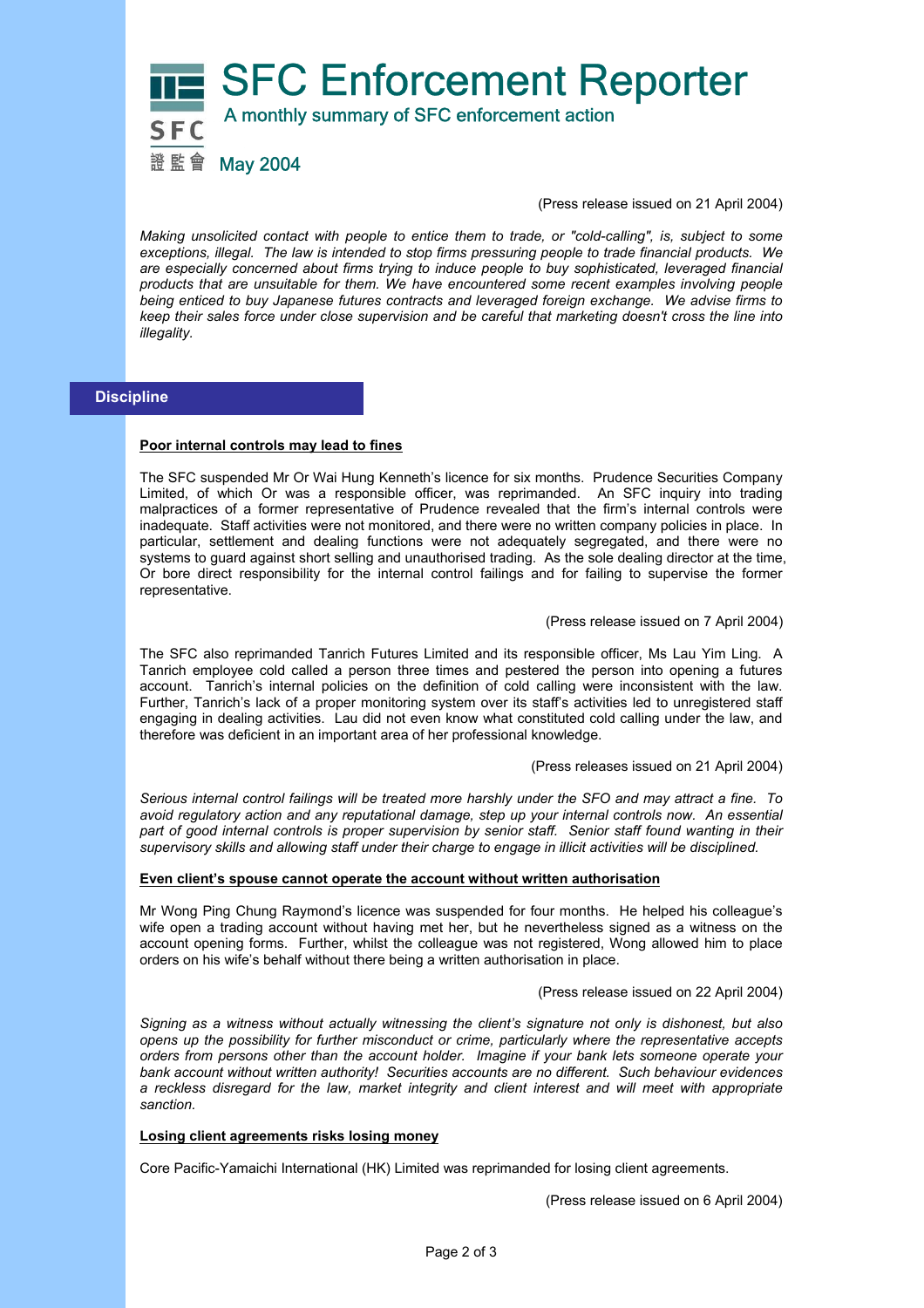# SFC Enforcement Reporter

A monthly summary of SFC enforcement action

May 2004

(Press release issued on 21 April 2004)

*Making unsolicited contact with people to entice them to trade, or "cold-calling", is, subject to some exceptions, illegal. The law is intended to stop firms pressuring people to trade financial products. We are especially concerned about firms trying to induce people to buy sophisticated, leveraged financial products that are unsuitable for them. We have encountered some recent examples involving people being enticed to buy Japanese futures contracts and leveraged foreign exchange. We advise firms to keep their sales force under close supervision and be careful that marketing doesn't cross the line into illegality.*

## Discipline

### Poor internal controls may lead to fines

The SFC suspended Mr Or Wai Hung Kenneth's licence for six months. Prudence Securities Company Limited, of which Or was a responsible officer, was reprimanded. An SFC inquiry into trading malpractices of a former representative of Prudence revealed that the firm's internal controls were inadequate. Staff activities were not monitored, and there were no written company policies in place. In particular, settlement and dealing functions were not adequately segregated, and there were no systems to guard against short selling and unauthorised trading. As the sole dealing director at the time, Or bore direct responsibility for the internal control failings and for failing to supervise the former representative.

(Press release issued on 7 April 2004)

The SFC also reprimanded Tanrich Futures Limited and its responsible officer, Ms Lau Yim Ling. A Tanrich employee cold called a person three times and pestered the person into opening a futures account. Tanrich's internal policies on the definition of cold calling were inconsistent with the law. Further, Tanrich's lack of a proper monitoring system over its staff's activities led to unregistered staff engaging in dealing activities. Lau did not even know what constituted cold calling under the law, and therefore was deficient in an important area of her professional knowledge.

(Press releases issued on 21 April 2004)

*Serious internal control failings will be treated more harshly under the SFO and may attract a fine. To avoid regulatory action and any reputational damage, step up your internal controls now. An essential part of good internal controls is proper supervision by senior staff. Senior staff found wanting in their supervisory skills and allowing staff under their charge to engage in illicit activities will be disciplined.*

### Even client's spouse cannot operate the account without written authorisation

Mr Wong Ping Chung Raymond's licence was suspended for four months. He helped his colleague's wife open a trading account without having met her, but he nevertheless signed as a witness on the account opening forms. Further, whilst the colleague was not registered, Wong allowed him to place orders on his wife's behalf without there being a written authorisation in place.

(Press release issued on 22 April 2004)

*Signing as a witness without actually witnessing the client's signature not only is dishonest, but also opens up the possibility for further misconduct or crime, particularly where the representative accepts orders from persons other than the account holder. Imagine if your bank lets someone operate your bank account without written authority! Securities accounts are no different. Such behaviour evidences a reckless disregard for the law, market integrity and client interest and will meet with appropriate sanction.*

### Losing client agreements risks losing money

Core Pacific-Yamaichi International (HK) Limited was reprimanded for losing client agreements.

(Press release issued on 6 April 2004)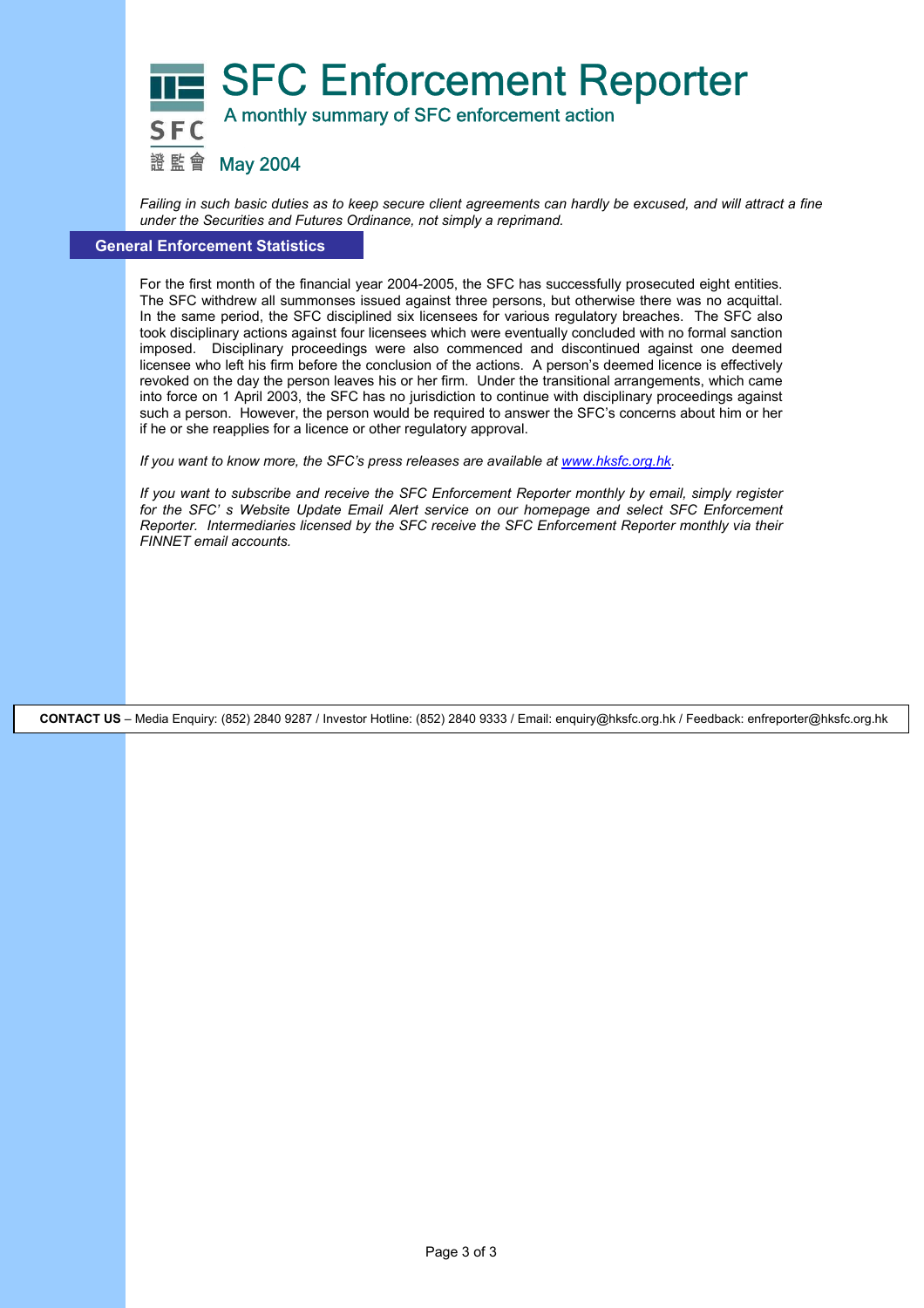*Failing in such basic duties as to keep secure client agreements can hardly be excused, and will attract a fine under the Securities and Futures Ordinance, not simply a reprimand.*

## General Enforcement Statistics

For the first month of the financial year 2004-2005, the SFC has successfully prosecuted eight entities. The SFC withdrew all summonses issued against three persons, but otherwise there was no acquittal. In the same period, the SFC disciplined six licensees for various regulatory breaches. The SFC also took disciplinary actions against four licensees which were eventually concluded with no formal sanction imposed. Disciplinary proceedings were also commenced and discontinued against one deemed licensee who left his firm before the conclusion of the actions. A person's deemed licence is effectively revoked on the day the person leaves his or her firm. Under the transitional arrangements, which came into force on 1 April 2003, the SFC has no jurisdiction to continue with disciplinary proceedings against such a person. However, the person would be required to answer the SFC's concerns about him or her if he or she reapplies for a licence or other regulatory approval.

*If you want to know more, the SFC's press releases are available at [www.hksfc.org.hk](http://www.hksfc.org.hk).*

*If you want to subscribe and receive the SFC Enforcement Reporter monthly by email, simply register for the SFC' s Website Update Email Alert service on our homepage and select SFC Enforcement Reporter. Intermediaries licensed by the SFC receive the SFC Enforcement Reporter monthly via their FINNET email accounts.*

**CONTACT US** – Media Enquiry: (852) 2840 9287 / Investor Hotline: (852) 2840 9333 / Email: enquiry@hksfc.org.hk / Feedback: enfreporter@hksfc.org.hk